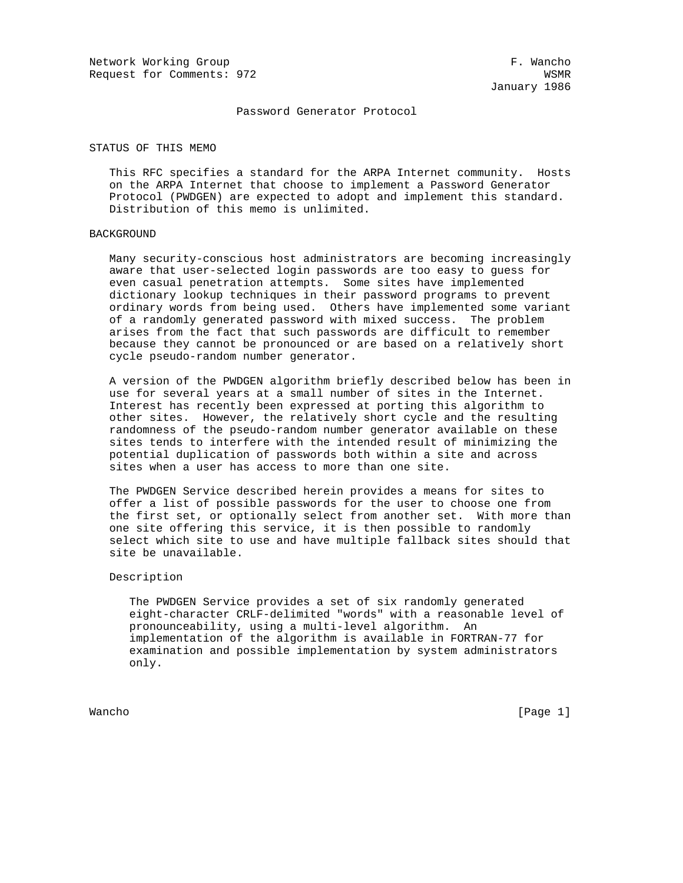Network Working Group F. Wancho
Request for Comments: 972 WSMR
January 1986

# Password Generator Protocol

## STATUS OF THIS MEMO

This RFC specifies a standard for the ARPA Internet community. Hosts on the ARPA Internet that choose to implement a Password Generator Protocol (PWDGEN) are expected to adopt and implement this standard. Distribution of this memo is unlimited.

## BACKGROUND

Many security-conscious host administrators are becoming increasingly aware that user-selected login passwords are too easy to guess for even casual penetration attempts. Some sites have implemented dictionary lookup techniques in their password programs to prevent ordinary words from being used. Others have implemented some variant of a randomly generated password with mixed success. The problem arises from the fact that such passwords are difficult to remember because they cannot be pronounced or are based on a relatively short cycle pseudo-random number generator.

A version of the PWDGEN algorithm briefly described below has been in use for several years at a small number of sites in the Internet. Interest has recently been expressed at porting this algorithm to other sites. However, the relatively short cycle and the resulting randomness of the pseudo-random number generator available on these sites tends to interfere with the intended result of minimizing the potential duplication of passwords both within a site and across sites when a user has access to more than one site.

The PWDGEN Service described herein provides a means for sites to offer a list of possible passwords for the user to choose one from the first set, or optionally select from another set. With more than one site offering this service, it is then possible to randomly select which site to use and have multiple fallback sites should that site be unavailable.

### Description

The PWDGEN Service provides a set of six randomly generated eight-character CRLF-delimited "words" with a reasonable level of pronounceability, using a multi-level algorithm. An implementation of the algorithm is available in FORTRAN-77 for examination and possible implementation by system administrators only.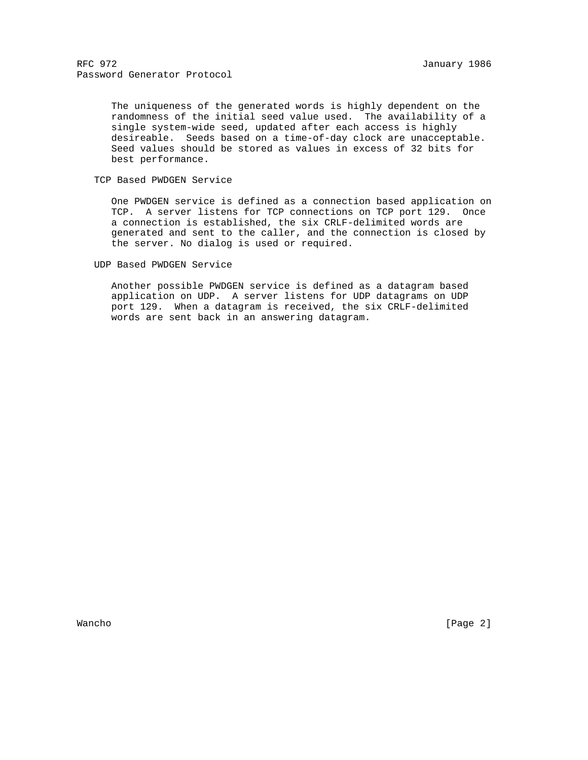The uniqueness of the generated words is highly dependent on the randomness of the initial seed value used. The availability of a single system-wide seed, updated after each access is highly desireable. Seeds based on a time-of-day clock are unacceptable. Seed values should be stored as values in excess of 32 bits for best performance.

## TCP Based PWDGEN Service

One PWDGEN service is defined as a connection based application on TCP. A server listens for TCP connections on TCP port 129. Once a connection is established, the six CRLF-delimited words are generated and sent to the caller, and the connection is closed by the server. No dialog is used or required.

## UDP Based PWDGEN Service

Another possible PWDGEN service is defined as a datagram based application on UDP. A server listens for UDP datagrams on UDP port 129. When a datagram is received, the six CRLF-delimited words are sent back in an answering datagram.